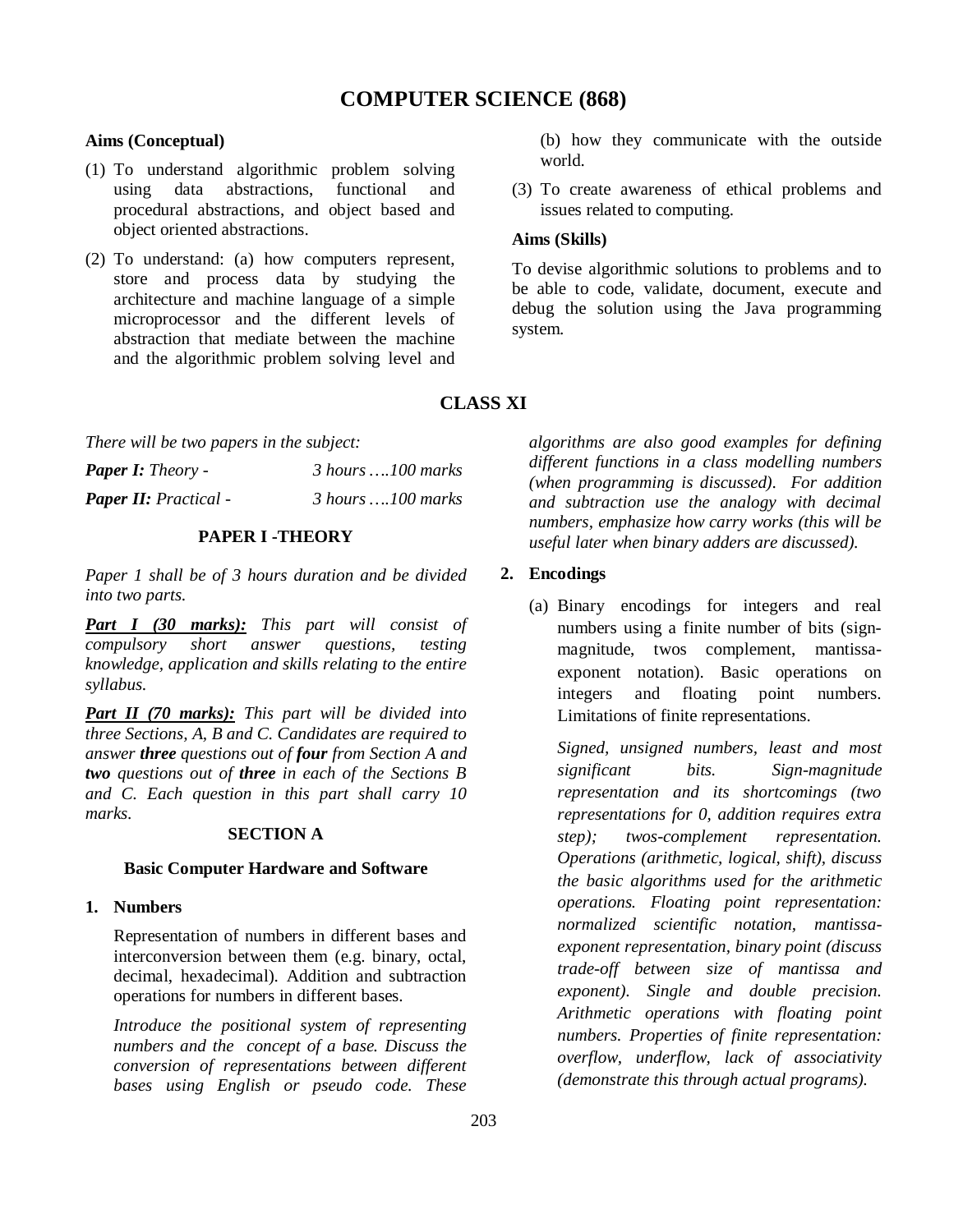# COMPUTER SCIENCE (868)

**Aims (Conceptual)**

(1) To understand algorithmic problem solving using data abstractions, functional and procedural abstractions, and object based and object oriented abstractions.

(2) To understand: (a) how computers represent, store and process data by studying the architecture and machine language of a simple microprocessor and the different levels of abstraction that mediate between the machine and the algorithmic problem solving level and (b) how they communicate with the outside world.

(3) To create awareness of ethical problems and issues related to computing.

**Aims (Skills)**

To devise algorithmic solutions to problems and to be able to code, validate, document, execute and debug the solution using the Java programming system.

## CLASS XI

*There will be two papers in the subject:*

***Paper I:** Theory -* *3 hours ….100 marks*

***Paper II:** Practical -* *3 hours ….100 marks*

### PAPER I -THEORY

*Paper 1 shall be of 3 hours duration and be divided into two parts.*

***Part I (30 marks):*** *This part will consist of compulsory short answer questions, testing knowledge, application and skills relating to the entire syllabus.*

***Part II (70 marks):*** *This part will be divided into three Sections, A, B and C. Candidates are required to answer **three** questions out of **four** from Section A and **two** questions out of **three** in each of the Sections B and C. Each question in this part shall carry 10 marks.*

#### SECTION A

#### Basic Computer Hardware and Software

**1. Numbers**

Representation of numbers in different bases and interconversion between them (e.g. binary, octal, decimal, hexadecimal). Addition and subtraction operations for numbers in different bases.

*Introduce the positional system of representing numbers and the concept of a base. Discuss the conversion of representations between different bases using English or pseudo code. These algorithms are also good examples for defining different functions in a class modelling numbers (when programming is discussed). For addition and subtraction use the analogy with decimal numbers, emphasize how carry works (this will be useful later when binary adders are discussed).*

**2. Encodings**

(a) Binary encodings for integers and real numbers using a finite number of bits (sign-magnitude, twos complement, mantissa-exponent notation). Basic operations on integers and floating point numbers. Limitations of finite representations.

*Signed, unsigned numbers, least and most significant bits. Sign-magnitude representation and its shortcomings (two representations for 0, addition requires extra step); twos-complement representation. Operations (arithmetic, logical, shift), discuss the basic algorithms used for the arithmetic operations. Floating point representation: normalized scientific notation, mantissa-exponent representation, binary point (discuss trade-off between size of mantissa and exponent). Single and double precision. Arithmetic operations with floating point numbers. Properties of finite representation: overflow, underflow, lack of associativity (demonstrate this through actual programs).*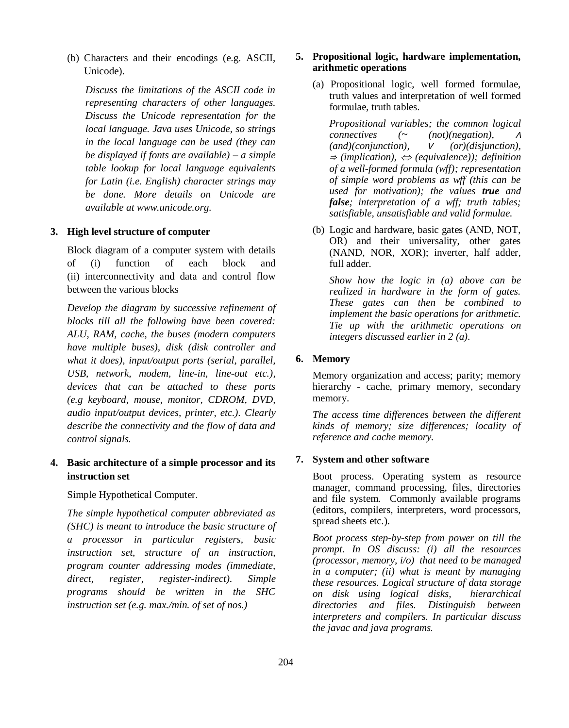(b) Characters and their encodings (e.g. ASCII, Unicode).

*Discuss the limitations of the ASCII code in representing characters of other languages. Discuss the Unicode representation for the local language. Java uses Unicode, so strings in the local language can be used (they can be displayed if fonts are available) – a simple table lookup for local language equivalents for Latin (i.e. English) character strings may be done. More details on Unicode are available at www.unicode.org.*

**3. High level structure of computer**

Block diagram of a computer system with details of (i) function of each block and (ii) interconnectivity and data and control flow between the various blocks

*Develop the diagram by successive refinement of blocks till all the following have been covered: ALU, RAM, cache, the buses (modern computers have multiple buses), disk (disk controller and what it does), input/output ports (serial, parallel, USB, network, modem, line-in, line-out etc.), devices that can be attached to these ports (e.g keyboard, mouse, monitor, CDROM, DVD, audio input/output devices, printer, etc.). Clearly describe the connectivity and the flow of data and control signals.*

**4. Basic architecture of a simple processor and its instruction set**

Simple Hypothetical Computer.

*The simple hypothetical computer abbreviated as (SHC) is meant to introduce the basic structure of a processor in particular registers, basic instruction set, structure of an instruction, program counter addressing modes (immediate, direct, register, register-indirect). Simple programs should be written in the SHC instruction set (e.g. max./min. of set of nos.)*

**5. Propositional logic, hardware implementation, arithmetic operations**

(a) Propositional logic, well formed formulae, truth values and interpretation of well formed formulae, truth tables.

*Propositional variables; the common logical connectives (~ (not)(negation), ∧ (and)(conjunction), ∨ (or)(disjunction), ⇒ (implication), ⇔ (equivalence)); definition of a well-formed formula (wff); representation of simple word problems as wff (this can be used for motivation); the values* ***true*** *and* ***false****; interpretation of a wff; truth tables; satisfiable, unsatisfiable and valid formulae.*

(b) Logic and hardware, basic gates (AND, NOT, OR) and their universality, other gates (NAND, NOR, XOR); inverter, half adder, full adder.

*Show how the logic in (a) above can be realized in hardware in the form of gates. These gates can then be combined to implement the basic operations for arithmetic. Tie up with the arithmetic operations on integers discussed earlier in 2 (a).*

**6. Memory**

Memory organization and access; parity; memory hierarchy - cache, primary memory, secondary memory.

*The access time differences between the different kinds of memory; size differences; locality of reference and cache memory.*

**7. System and other software**

Boot process. Operating system as resource manager, command processing, files, directories and file system. Commonly available programs (editors, compilers, interpreters, word processors, spread sheets etc.).

*Boot process step-by-step from power on till the prompt. In OS discuss: (i) all the resources (processor, memory, i/o) that need to be managed in a computer; (ii) what is meant by managing these resources. Logical structure of data storage on disk using logical disks, hierarchical directories and files. Distinguish between interpreters and compilers. In particular discuss the javac and java programs.*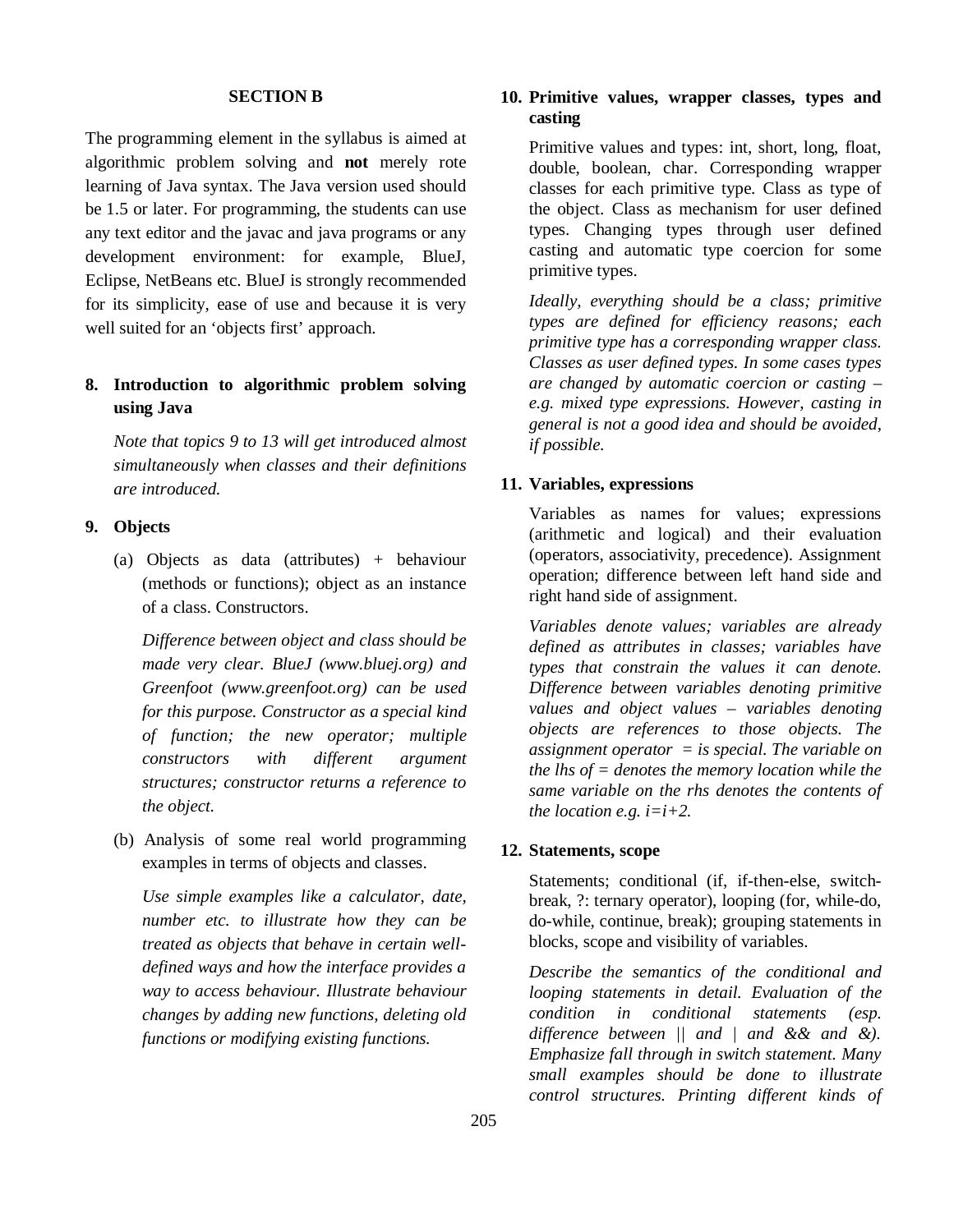## SECTION B

The programming element in the syllabus is aimed at algorithmic problem solving and **not** merely rote learning of Java syntax. The Java version used should be 1.5 or later. For programming, the students can use any text editor and the javac and java programs or any development environment: for example, BlueJ, Eclipse, NetBeans etc. BlueJ is strongly recommended for its simplicity, ease of use and because it is very well suited for an 'objects first' approach.

### 8. Introduction to algorithmic problem solving using Java

*Note that topics 9 to 13 will get introduced almost simultaneously when classes and their definitions are introduced.*

### 9. Objects

(a) Objects as data (attributes) + behaviour (methods or functions); object as an instance of a class. Constructors.

*Difference between object and class should be made very clear. BlueJ (www.bluej.org) and Greenfoot (www.greenfoot.org) can be used for this purpose. Constructor as a special kind of function; the new operator; multiple constructors with different argument structures; constructor returns a reference to the object.*

(b) Analysis of some real world programming examples in terms of objects and classes.

*Use simple examples like a calculator, date, number etc. to illustrate how they can be treated as objects that behave in certain well-defined ways and how the interface provides a way to access behaviour. Illustrate behaviour changes by adding new functions, deleting old functions or modifying existing functions.*

### 10. Primitive values, wrapper classes, types and casting

Primitive values and types: int, short, long, float, double, boolean, char. Corresponding wrapper classes for each primitive type. Class as type of the object. Class as mechanism for user defined types. Changing types through user defined casting and automatic type coercion for some primitive types.

*Ideally, everything should be a class; primitive types are defined for efficiency reasons; each primitive type has a corresponding wrapper class. Classes as user defined types. In some cases types are changed by automatic coercion or casting – e.g. mixed type expressions. However, casting in general is not a good idea and should be avoided, if possible.*

### 11. Variables, expressions

Variables as names for values; expressions (arithmetic and logical) and their evaluation (operators, associativity, precedence). Assignment operation; difference between left hand side and right hand side of assignment.

*Variables denote values; variables are already defined as attributes in classes; variables have types that constrain the values it can denote. Difference between variables denoting primitive values and object values – variables denoting objects are references to those objects. The assignment operator = is special. The variable on the lhs of = denotes the memory location while the same variable on the rhs denotes the contents of the location e.g. i=i+2.*

### 12. Statements, scope

Statements; conditional (if, if-then-else, switch-break, ?: ternary operator), looping (for, while-do, do-while, continue, break); grouping statements in blocks, scope and visibility of variables.

*Describe the semantics of the conditional and looping statements in detail. Evaluation of the condition in conditional statements (esp. difference between || and | and && and &). Emphasize fall through in switch statement. Many small examples should be done to illustrate control structures. Printing different kinds of*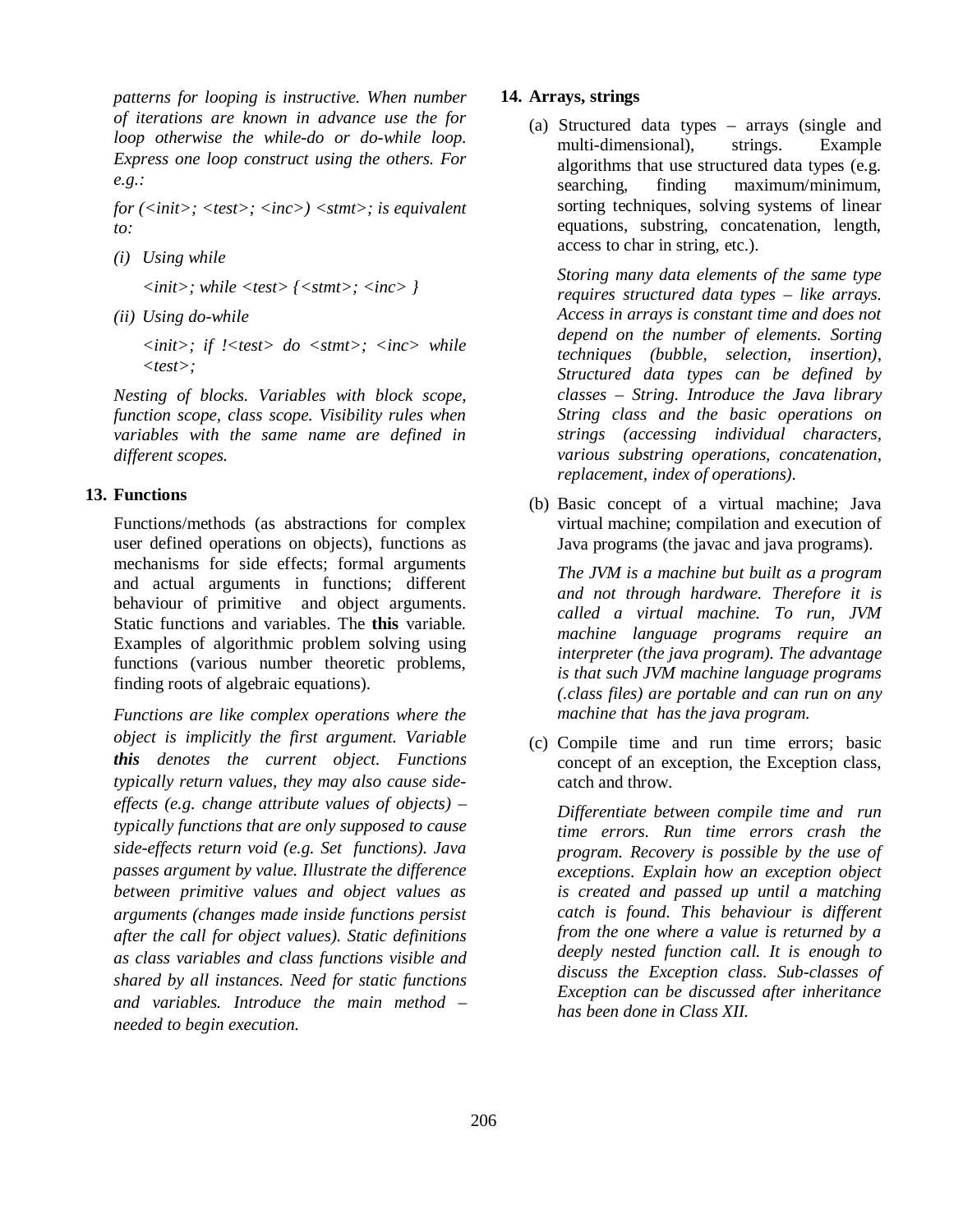*patterns for looping is instructive. When number of iterations are known in advance use the for loop otherwise the while-do or do-while loop. Express one loop construct using the others. For e.g.:*

*for (<init>; <test>; <inc>) <stmt>; is equivalent to:*

*(i) Using while*

*<init>; while <test> {<stmt>; <inc> }*

*(ii) Using do-while*

*<init>; if !<test> do <stmt>; <inc> while <test>;*

*Nesting of blocks. Variables with block scope, function scope, class scope. Visibility rules when variables with the same name are defined in different scopes.*

## 13. Functions

Functions/methods (as abstractions for complex user defined operations on objects), functions as mechanisms for side effects; formal arguments and actual arguments in functions; different behaviour of primitive and object arguments. Static functions and variables. The **this** variable. Examples of algorithmic problem solving using functions (various number theoretic problems, finding roots of algebraic equations).

*Functions are like complex operations where the object is implicitly the first argument. Variable* ***this*** *denotes the current object. Functions typically return values, they may also cause side-effects (e.g. change attribute values of objects) – typically functions that are only supposed to cause side-effects return void (e.g. Set functions). Java passes argument by value. Illustrate the difference between primitive values and object values as arguments (changes made inside functions persist after the call for object values). Static definitions as class variables and class functions visible and shared by all instances. Need for static functions and variables. Introduce the main method – needed to begin execution.*

## 14. Arrays, strings

(a) Structured data types – arrays (single and multi-dimensional), strings. Example algorithms that use structured data types (e.g. searching, finding maximum/minimum, sorting techniques, solving systems of linear equations, substring, concatenation, length, access to char in string, etc.).

*Storing many data elements of the same type requires structured data types – like arrays. Access in arrays is constant time and does not depend on the number of elements. Sorting techniques (bubble, selection, insertion), Structured data types can be defined by classes – String. Introduce the Java library String class and the basic operations on strings (accessing individual characters, various substring operations, concatenation, replacement, index of operations).*

(b) Basic concept of a virtual machine; Java virtual machine; compilation and execution of Java programs (the javac and java programs).

*The JVM is a machine but built as a program and not through hardware. Therefore it is called a virtual machine. To run, JVM machine language programs require an interpreter (the java program). The advantage is that such JVM machine language programs (.class files) are portable and can run on any machine that has the java program.*

(c) Compile time and run time errors; basic concept of an exception, the Exception class, catch and throw.

*Differentiate between compile time and run time errors. Run time errors crash the program. Recovery is possible by the use of exceptions. Explain how an exception object is created and passed up until a matching catch is found. This behaviour is different from the one where a value is returned by a deeply nested function call. It is enough to discuss the Exception class. Sub-classes of Exception can be discussed after inheritance has been done in Class XII.*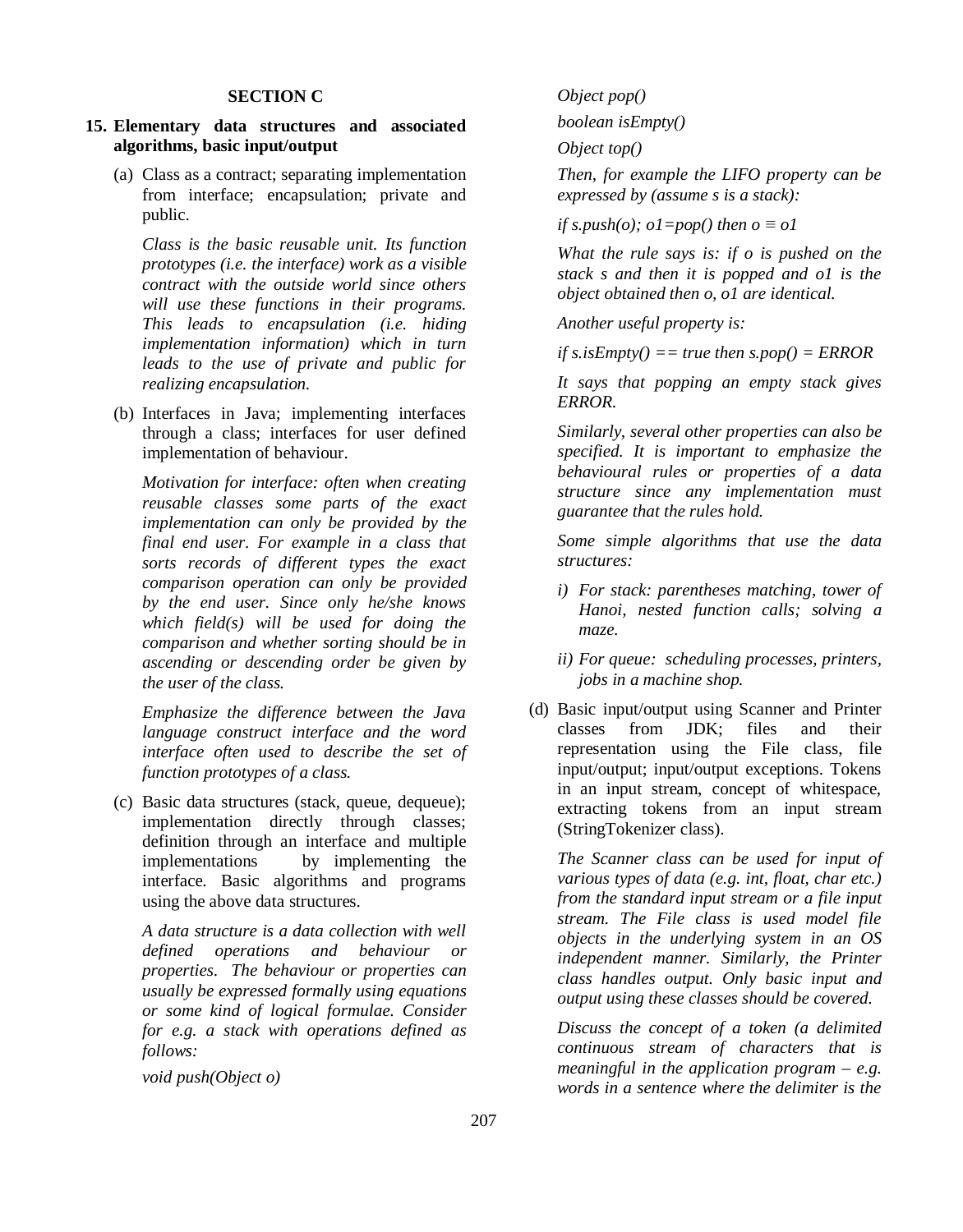### SECTION C

**15. Elementary data structures and associated algorithms, basic input/output**

(a) Class as a contract; separating implementation from interface; encapsulation; private and public.

*Class is the basic reusable unit. Its function prototypes (i.e. the interface) work as a visible contract with the outside world since others will use these functions in their programs. This leads to encapsulation (i.e. hiding implementation information) which in turn leads to the use of private and public for realizing encapsulation.*

(b) Interfaces in Java; implementing interfaces through a class; interfaces for user defined implementation of behaviour.

*Motivation for interface: often when creating reusable classes some parts of the exact implementation can only be provided by the final end user. For example in a class that sorts records of different types the exact comparison operation can only be provided by the end user. Since only he/she knows which field(s) will be used for doing the comparison and whether sorting should be in ascending or descending order be given by the user of the class.*

*Emphasize the difference between the Java language construct interface and the word interface often used to describe the set of function prototypes of a class.*

(c) Basic data structures (stack, queue, dequeue); implementation directly through classes; definition through an interface and multiple implementations by implementing the interface. Basic algorithms and programs using the above data structures.

*A data structure is a data collection with well defined operations and behaviour or properties. The behaviour or properties can usually be expressed formally using equations or some kind of logical formulae. Consider for e.g. a stack with operations defined as follows:*

*void push(Object o)*

*Object pop()*

*boolean isEmpty()*

*Object top()*

*Then, for example the LIFO property can be expressed by (assume s is a stack):*

*if s.push(o); o1=pop() then o ≡ o1*

*What the rule says is: if o is pushed on the stack s and then it is popped and o1 is the object obtained then o, o1 are identical.*

*Another useful property is:*

*if s.isEmpty() == true then s.pop() = ERROR*

*It says that popping an empty stack gives ERROR.*

*Similarly, several other properties can also be specified. It is important to emphasize the behavioural rules or properties of a data structure since any implementation must guarantee that the rules hold.*

*Some simple algorithms that use the data structures:*

*i) For stack: parentheses matching, tower of Hanoi, nested function calls; solving a maze.*

*ii) For queue: scheduling processes, printers, jobs in a machine shop.*

(d) Basic input/output using Scanner and Printer classes from JDK; files and their representation using the File class, file input/output; input/output exceptions. Tokens in an input stream, concept of whitespace, extracting tokens from an input stream (StringTokenizer class).

*The Scanner class can be used for input of various types of data (e.g. int, float, char etc.) from the standard input stream or a file input stream. The File class is used model file objects in the underlying system in an OS independent manner. Similarly, the Printer class handles output. Only basic input and output using these classes should be covered.*

*Discuss the concept of a token (a delimited continuous stream of characters that is meaningful in the application program – e.g. words in a sentence where the delimiter is the*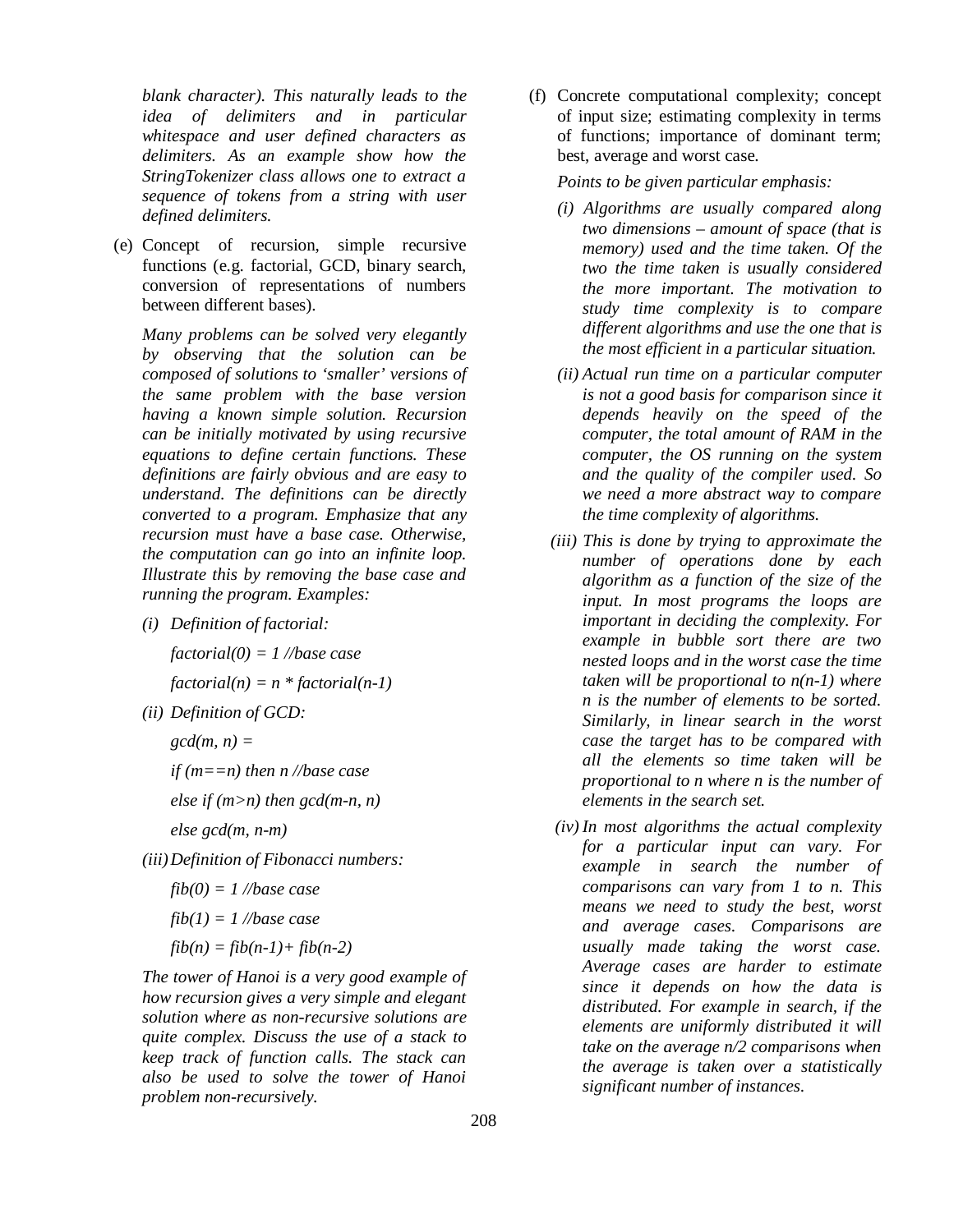*blank character). This naturally leads to the idea of delimiters and in particular whitespace and user defined characters as delimiters. As an example show how the StringTokenizer class allows one to extract a sequence of tokens from a string with user defined delimiters.*

(e) Concept of recursion, simple recursive functions (e.g. factorial, GCD, binary search, conversion of representations of numbers between different bases).

*Many problems can be solved very elegantly by observing that the solution can be composed of solutions to 'smaller' versions of the same problem with the base version having a known simple solution. Recursion can be initially motivated by using recursive equations to define certain functions. These definitions are fairly obvious and are easy to understand. The definitions can be directly converted to a program. Emphasize that any recursion must have a base case. Otherwise, the computation can go into an infinite loop. Illustrate this by removing the base case and running the program. Examples:*

*(i) Definition of factorial:*

*factorial(0) = 1 //base case*

*factorial(n) = n * factorial(n-1)*

*(ii) Definition of GCD:*

*gcd(m, n) =*

*if (m==n) then n //base case*

*else if (m>n) then gcd(m-n, n)*

*else gcd(m, n-m)*

*(iii) Definition of Fibonacci numbers:*

*fib(0) = 1 //base case*

*fib(1) = 1 //base case*

*fib(n) = fib(n-1)+ fib(n-2)*

*The tower of Hanoi is a very good example of how recursion gives a very simple and elegant solution where as non-recursive solutions are quite complex. Discuss the use of a stack to keep track of function calls. The stack can also be used to solve the tower of Hanoi problem non-recursively.*

(f) Concrete computational complexity; concept of input size; estimating complexity in terms of functions; importance of dominant term; best, average and worst case.

*Points to be given particular emphasis:*

*(i) Algorithms are usually compared along two dimensions – amount of space (that is memory) used and the time taken. Of the two the time taken is usually considered the more important. The motivation to study time complexity is to compare different algorithms and use the one that is the most efficient in a particular situation.*

*(ii) Actual run time on a particular computer is not a good basis for comparison since it depends heavily on the speed of the computer, the total amount of RAM in the computer, the OS running on the system and the quality of the compiler used. So we need a more abstract way to compare the time complexity of algorithms.*

*(iii) This is done by trying to approximate the number of operations done by each algorithm as a function of the size of the input. In most programs the loops are important in deciding the complexity. For example in bubble sort there are two nested loops and in the worst case the time taken will be proportional to n(n-1) where n is the number of elements to be sorted. Similarly, in linear search in the worst case the target has to be compared with all the elements so time taken will be proportional to n where n is the number of elements in the search set.*

*(iv) In most algorithms the actual complexity for a particular input can vary. For example in search the number of comparisons can vary from 1 to n. This means we need to study the best, worst and average cases. Comparisons are usually made taking the worst case. Average cases are harder to estimate since it depends on how the data is distributed. For example in search, if the elements are uniformly distributed it will take on the average n/2 comparisons when the average is taken over a statistically significant number of instances.*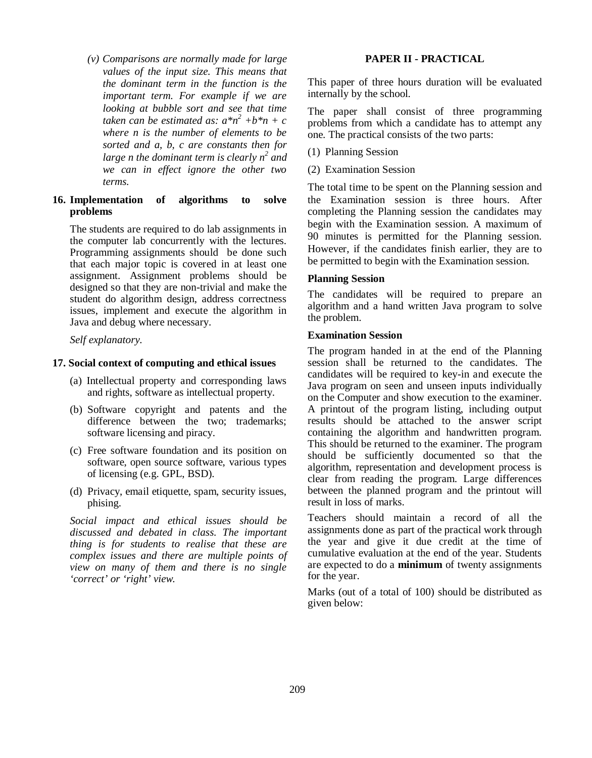*(v) Comparisons are normally made for large values of the input size. This means that the dominant term in the function is the important term. For example if we are looking at bubble sort and see that time taken can be estimated as: $a*n^2 + b*n + c$ where n is the number of elements to be sorted and a, b, c are constants then for large n the dominant term is clearly $n^2$ and we can in effect ignore the other two terms.*

**16. Implementation of algorithms to solve problems**

The students are required to do lab assignments in the computer lab concurrently with the lectures. Programming assignments should be done such that each major topic is covered in at least one assignment. Assignment problems should be designed so that they are non-trivial and make the student do algorithm design, address correctness issues, implement and execute the algorithm in Java and debug where necessary.

*Self explanatory.*

**17. Social context of computing and ethical issues**

(a) Intellectual property and corresponding laws and rights, software as intellectual property.

(b) Software copyright and patents and the difference between the two; trademarks; software licensing and piracy.

(c) Free software foundation and its position on software, open source software, various types of licensing (e.g. GPL, BSD).

(d) Privacy, email etiquette, spam, security issues, phising.

*Social impact and ethical issues should be discussed and debated in class. The important thing is for students to realise that these are complex issues and there are multiple points of view on many of them and there is no single 'correct' or 'right' view.*

## PAPER II - PRACTICAL

This paper of three hours duration will be evaluated internally by the school.

The paper shall consist of three programming problems from which a candidate has to attempt any one. The practical consists of the two parts:

(1) Planning Session

(2) Examination Session

The total time to be spent on the Planning session and the Examination session is three hours. After completing the Planning session the candidates may begin with the Examination session. A maximum of 90 minutes is permitted for the Planning session. However, if the candidates finish earlier, they are to be permitted to begin with the Examination session.

**Planning Session**

The candidates will be required to prepare an algorithm and a hand written Java program to solve the problem.

**Examination Session**

The program handed in at the end of the Planning session shall be returned to the candidates. The candidates will be required to key-in and execute the Java program on seen and unseen inputs individually on the Computer and show execution to the examiner. A printout of the program listing, including output results should be attached to the answer script containing the algorithm and handwritten program. This should be returned to the examiner. The program should be sufficiently documented so that the algorithm, representation and development process is clear from reading the program. Large differences between the planned program and the printout will result in loss of marks.

Teachers should maintain a record of all the assignments done as part of the practical work through the year and give it due credit at the time of cumulative evaluation at the end of the year. Students are expected to do a **minimum** of twenty assignments for the year.

Marks (out of a total of 100) should be distributed as given below: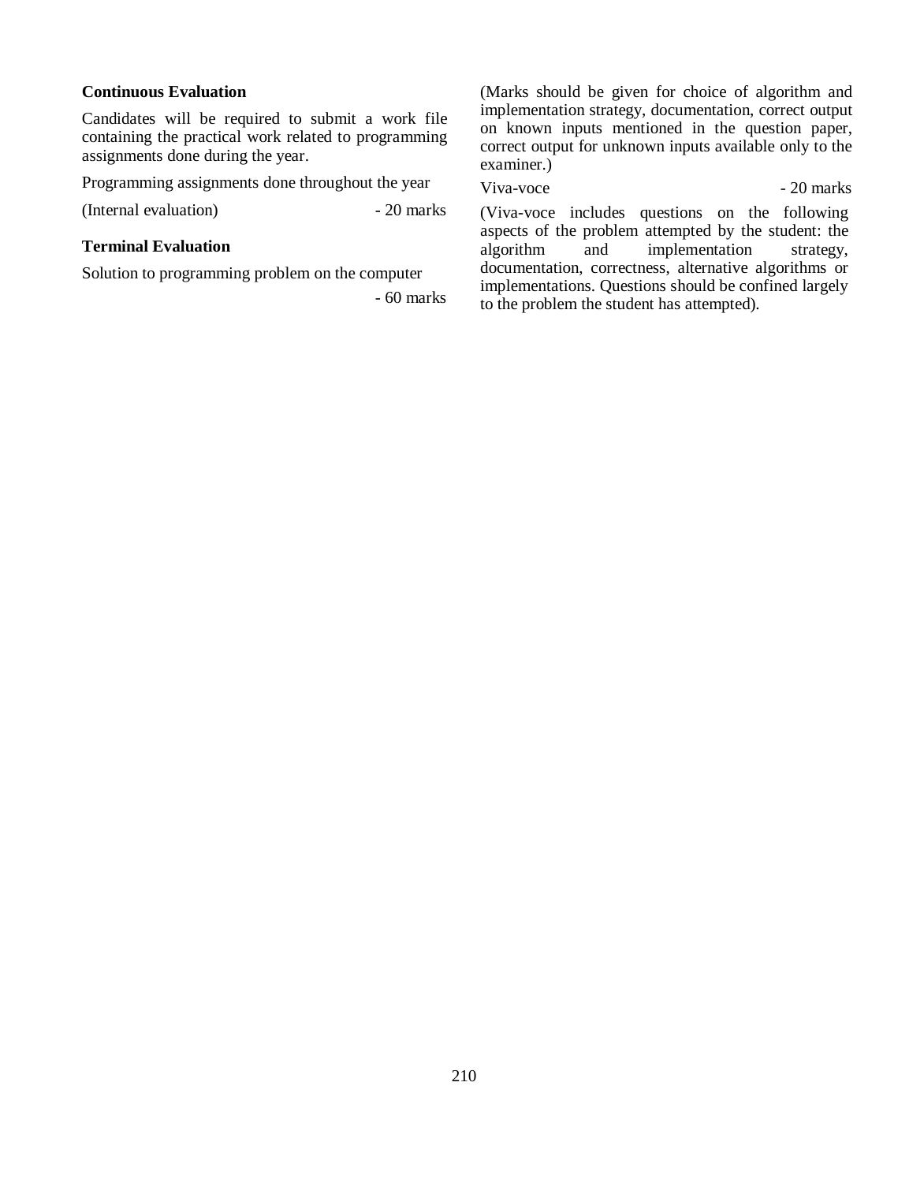**Continuous Evaluation**

Candidates will be required to submit a work file containing the practical work related to programming assignments done during the year.

Programming assignments done throughout the year

(Internal evaluation) - 20 marks

**Terminal Evaluation**

Solution to programming problem on the computer - 60 marks

(Marks should be given for choice of algorithm and implementation strategy, documentation, correct output on known inputs mentioned in the question paper, correct output for unknown inputs available only to the examiner.)

Viva-voce - 20 marks

(Viva-voce includes questions on the following aspects of the problem attempted by the student: the algorithm and implementation strategy, documentation, correctness, alternative algorithms or implementations. Questions should be confined largely to the problem the student has attempted).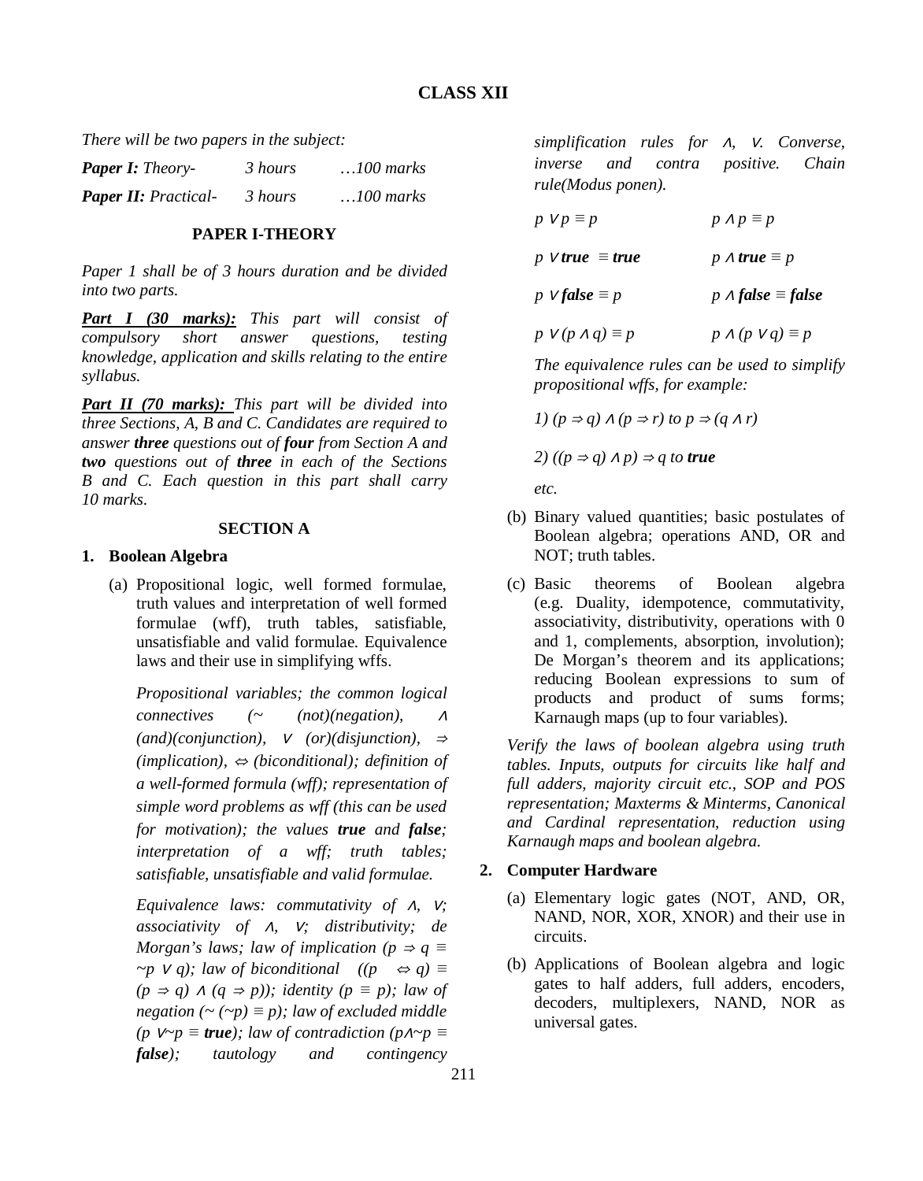## CLASS XII

*There will be two papers in the subject:*

***Paper I:** Theory- 3 hours …100 marks*

***Paper II:** Practical- 3 hours …100 marks*

### PAPER I-THEORY

*Paper 1 shall be of 3 hours duration and be divided into two parts.*

***Part I (30 marks):** This part will consist of compulsory short answer questions, testing knowledge, application and skills relating to the entire syllabus.*

***Part II (70 marks):** This part will be divided into three Sections, A, B and C. Candidates are required to answer **three** questions out of **four** from Section A and **two** questions out of **three** in each of the Sections B and C. Each question in this part shall carry 10 marks.*

### SECTION A

**1. Boolean Algebra**

(a) Propositional logic, well formed formulae, truth values and interpretation of well formed formulae (wff), truth tables, satisfiable, unsatisfiable and valid formulae. Equivalence laws and their use in simplifying wffs.

*Propositional variables; the common logical connectives (~ (not)(negation), $\wedge$ (and)(conjunction), $\vee$ (or)(disjunction), $\Rightarrow$ (implication), $\Leftrightarrow$ (biconditional); definition of a well-formed formula (wff); representation of simple word problems as wff (this can be used for motivation); the values **true** and **false**; interpretation of a wff; truth tables; satisfiable, unsatisfiable and valid formulae.*

*Equivalence laws: commutativity of $\wedge$, $\vee$; associativity of $\wedge$, $\vee$; distributivity; de Morgan's laws; law of implication ($p \Rightarrow q \equiv \sim p \vee q$); law of biconditional (($p \Leftrightarrow q$) $\equiv$ ($p \Rightarrow q$) $\wedge$ ($q \Rightarrow p$)); identity ($p \equiv p$); law of negation ($\sim(\sim p) \equiv p$); law of excluded middle ($p \vee \sim p \equiv$ **true**); law of contradiction ($p \wedge \sim p \equiv$ **false**); tautology and contingency simplification rules for $\wedge$, $\vee$. Converse, inverse and contra positive. Chain rule(Modus ponen).*

$p \vee p \equiv p$ $\qquad$ $p \wedge p \equiv p$

$p \vee \textbf{true} \equiv \textbf{true}$ $\qquad$ $p \wedge \textbf{true} \equiv p$

$p \vee \textbf{false} \equiv p$ $\qquad$ $p \wedge \textbf{false} \equiv \textbf{false}$

$p \vee (p \wedge q) \equiv p$ $\qquad$ $p \wedge (p \vee q) \equiv p$

*The equivalence rules can be used to simplify propositional wffs, for example:*

*1) $(p \Rightarrow q) \wedge (p \Rightarrow r)$ to $p \Rightarrow (q \wedge r)$*

*2) $((p \Rightarrow q) \wedge p) \Rightarrow q$ to **true***

*etc.*

(b) Binary valued quantities; basic postulates of Boolean algebra; operations AND, OR and NOT; truth tables.

(c) Basic theorems of Boolean algebra (e.g. Duality, idempotence, commutativity, associativity, distributivity, operations with 0 and 1, complements, absorption, involution); De Morgan's theorem and its applications; reducing Boolean expressions to sum of products and product of sums forms; Karnaugh maps (up to four variables).

*Verify the laws of boolean algebra using truth tables. Inputs, outputs for circuits like half and full adders, majority circuit etc., SOP and POS representation; Maxterms & Minterms, Canonical and Cardinal representation, reduction using Karnaugh maps and boolean algebra.*

**2. Computer Hardware**

(a) Elementary logic gates (NOT, AND, OR, NAND, NOR, XOR, XNOR) and their use in circuits.

(b) Applications of Boolean algebra and logic gates to half adders, full adders, encoders, decoders, multiplexers, NAND, NOR as universal gates.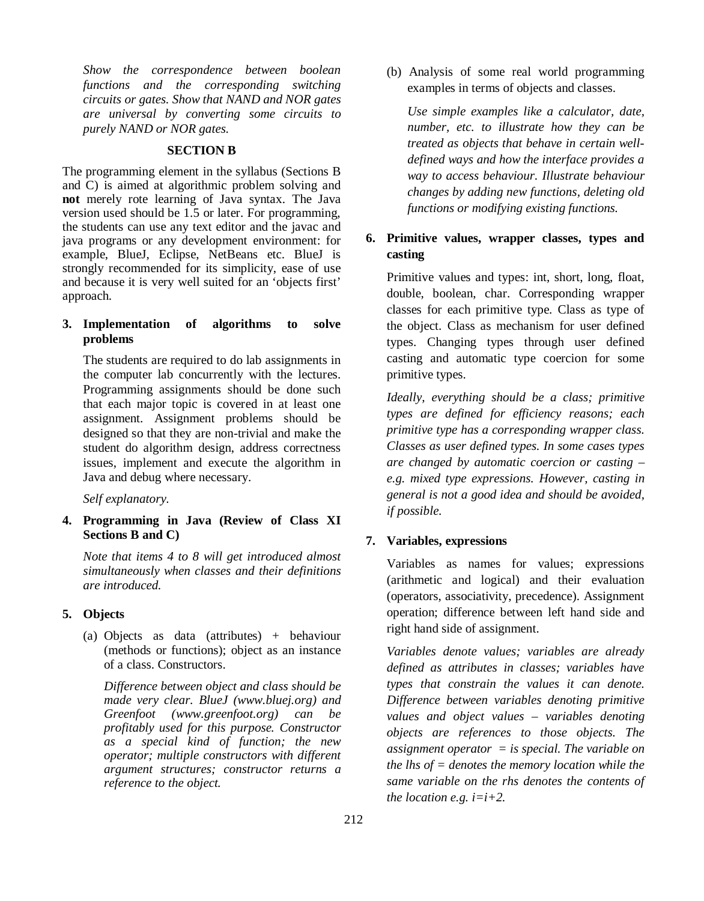*Show the correspondence between boolean functions and the corresponding switching circuits or gates. Show that NAND and NOR gates are universal by converting some circuits to purely NAND or NOR gates.*

## SECTION B

The programming element in the syllabus (Sections B and C) is aimed at algorithmic problem solving and **not** merely rote learning of Java syntax. The Java version used should be 1.5 or later. For programming, the students can use any text editor and the javac and java programs or any development environment: for example, BlueJ, Eclipse, NetBeans etc. BlueJ is strongly recommended for its simplicity, ease of use and because it is very well suited for an 'objects first' approach.

**3. Implementation of algorithms to solve problems**

The students are required to do lab assignments in the computer lab concurrently with the lectures. Programming assignments should be done such that each major topic is covered in at least one assignment. Assignment problems should be designed so that they are non-trivial and make the student do algorithm design, address correctness issues, implement and execute the algorithm in Java and debug where necessary.

*Self explanatory.*

**4. Programming in Java (Review of Class XI Sections B and C)**

*Note that items 4 to 8 will get introduced almost simultaneously when classes and their definitions are introduced.*

**5. Objects**

(a) Objects as data (attributes) + behaviour (methods or functions); object as an instance of a class. Constructors.

*Difference between object and class should be made very clear. BlueJ (www.bluej.org) and Greenfoot (www.greenfoot.org) can be profitably used for this purpose. Constructor as a special kind of function; the new operator; multiple constructors with different argument structures; constructor returns a reference to the object.*

(b) Analysis of some real world programming examples in terms of objects and classes.

*Use simple examples like a calculator, date, number, etc. to illustrate how they can be treated as objects that behave in certain well-defined ways and how the interface provides a way to access behaviour. Illustrate behaviour changes by adding new functions, deleting old functions or modifying existing functions.*

**6. Primitive values, wrapper classes, types and casting**

Primitive values and types: int, short, long, float, double, boolean, char. Corresponding wrapper classes for each primitive type. Class as type of the object. Class as mechanism for user defined types. Changing types through user defined casting and automatic type coercion for some primitive types.

*Ideally, everything should be a class; primitive types are defined for efficiency reasons; each primitive type has a corresponding wrapper class. Classes as user defined types. In some cases types are changed by automatic coercion or casting – e.g. mixed type expressions. However, casting in general is not a good idea and should be avoided, if possible.*

**7. Variables, expressions**

Variables as names for values; expressions (arithmetic and logical) and their evaluation (operators, associativity, precedence). Assignment operation; difference between left hand side and right hand side of assignment.

*Variables denote values; variables are already defined as attributes in classes; variables have types that constrain the values it can denote. Difference between variables denoting primitive values and object values – variables denoting objects are references to those objects. The assignment operator = is special. The variable on the lhs of = denotes the memory location while the same variable on the rhs denotes the contents of the location e.g. i=i+2.*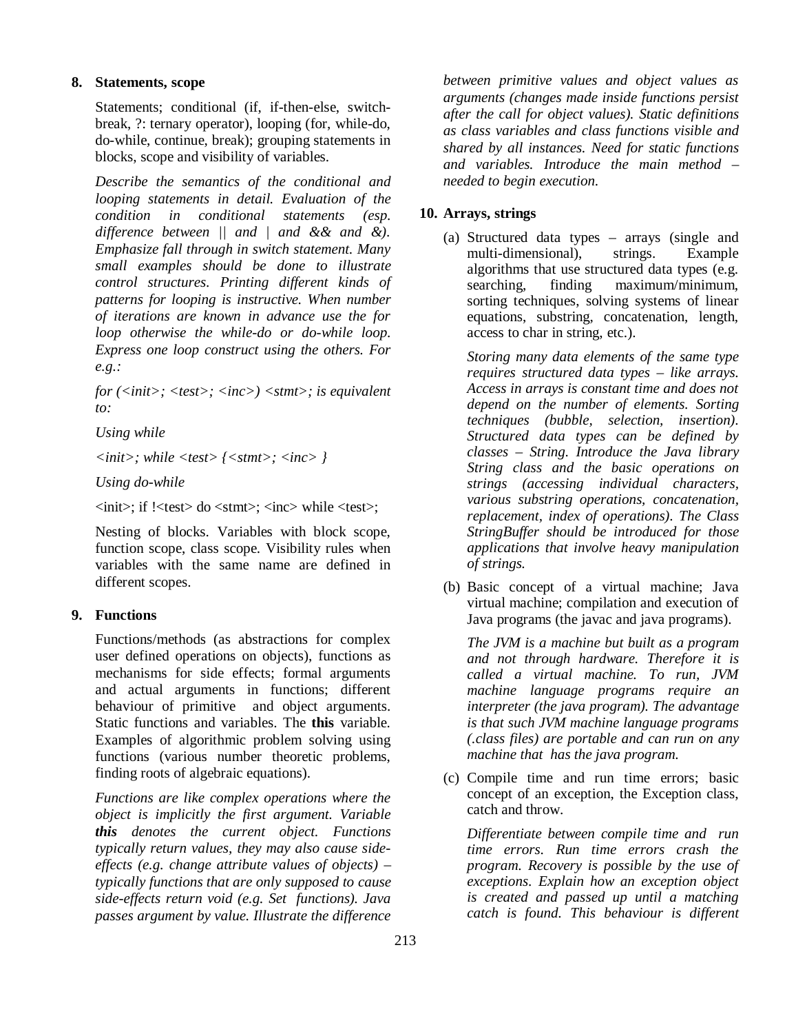## 8. Statements, scope

Statements; conditional (if, if-then-else, switch-break, ?: ternary operator), looping (for, while-do, do-while, continue, break); grouping statements in blocks, scope and visibility of variables.

*Describe the semantics of the conditional and looping statements in detail. Evaluation of the condition in conditional statements (esp. difference between || and | and && and &). Emphasize fall through in switch statement. Many small examples should be done to illustrate control structures. Printing different kinds of patterns for looping is instructive. When number of iterations are known in advance use the for loop otherwise the while-do or do-while loop. Express one loop construct using the others. For e.g.:*

*for (<init>; <test>; <inc>) <stmt>; is equivalent to:*

*Using while*

*<init>; while <test> {<stmt>; <inc> }*

*Using do-while*

<init>; if !<test> do <stmt>; <inc> while <test>;

Nesting of blocks. Variables with block scope, function scope, class scope. Visibility rules when variables with the same name are defined in different scopes.

## 9. Functions

Functions/methods (as abstractions for complex user defined operations on objects), functions as mechanisms for side effects; formal arguments and actual arguments in functions; different behaviour of primitive and object arguments. Static functions and variables. The **this** variable. Examples of algorithmic problem solving using functions (various number theoretic problems, finding roots of algebraic equations).

*Functions are like complex operations where the object is implicitly the first argument. Variable **this** denotes the current object. Functions typically return values, they may also cause side-effects (e.g. change attribute values of objects) – typically functions that are only supposed to cause side-effects return void (e.g. Set functions). Java passes argument by value. Illustrate the difference between primitive values and object values as arguments (changes made inside functions persist after the call for object values). Static definitions as class variables and class functions visible and shared by all instances. Need for static functions and variables. Introduce the main method – needed to begin execution.*

## 10. Arrays, strings

(a) Structured data types – arrays (single and multi-dimensional), strings. Example algorithms that use structured data types (e.g. searching, finding maximum/minimum, sorting techniques, solving systems of linear equations, substring, concatenation, length, access to char in string, etc.).

*Storing many data elements of the same type requires structured data types – like arrays. Access in arrays is constant time and does not depend on the number of elements. Sorting techniques (bubble, selection, insertion). Structured data types can be defined by classes – String. Introduce the Java library String class and the basic operations on strings (accessing individual characters, various substring operations, concatenation, replacement, index of operations). The Class StringBuffer should be introduced for those applications that involve heavy manipulation of strings.*

(b) Basic concept of a virtual machine; Java virtual machine; compilation and execution of Java programs (the javac and java programs).

*The JVM is a machine but built as a program and not through hardware. Therefore it is called a virtual machine. To run, JVM machine language programs require an interpreter (the java program). The advantage is that such JVM machine language programs (.class files) are portable and can run on any machine that has the java program.*

(c) Compile time and run time errors; basic concept of an exception, the Exception class, catch and throw.

*Differentiate between compile time and run time errors. Run time errors crash the program. Recovery is possible by the use of exceptions. Explain how an exception object is created and passed up until a matching catch is found. This behaviour is different*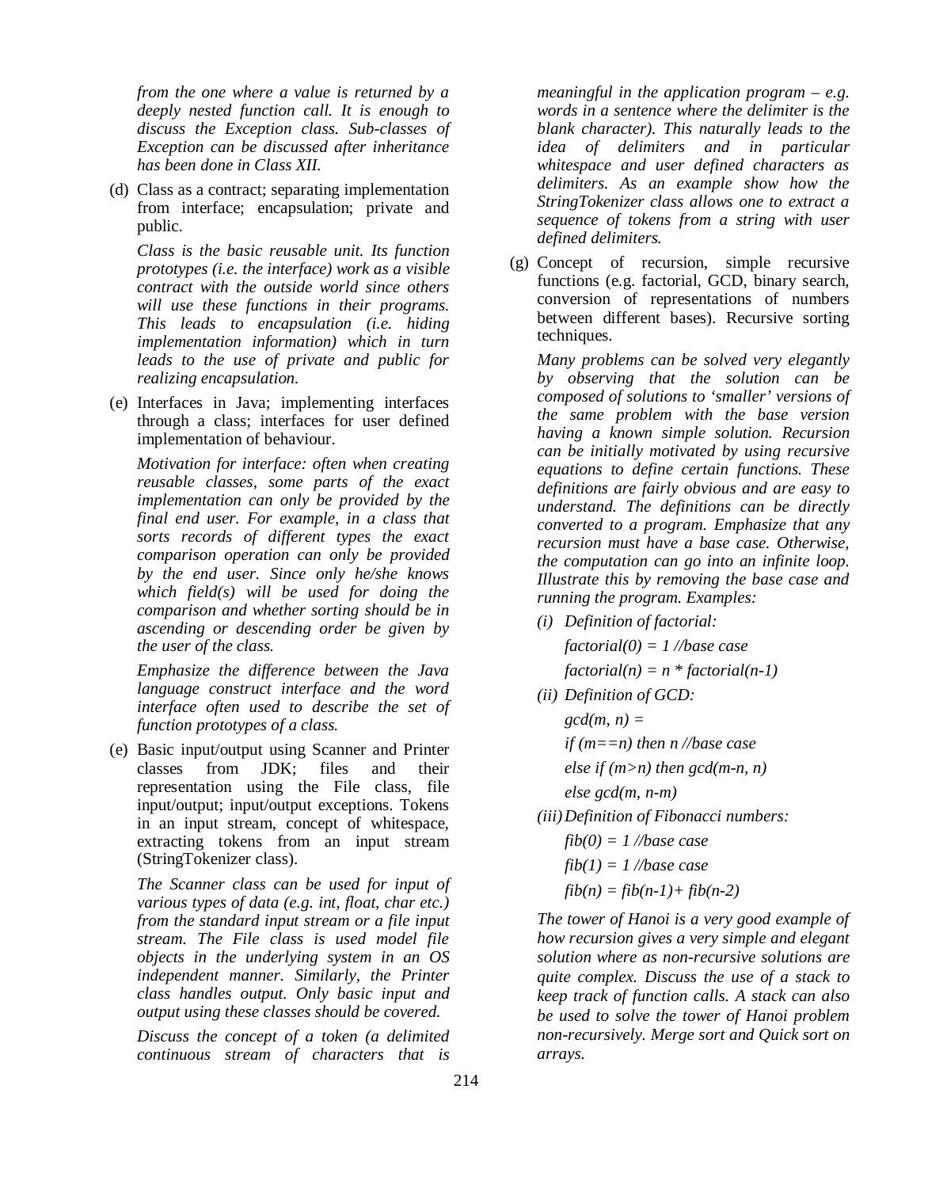*from the one where a value is returned by a deeply nested function call. It is enough to discuss the Exception class. Sub-classes of Exception can be discussed after inheritance has been done in Class XII.*

(d) Class as a contract; separating implementation from interface; encapsulation; private and public.

*Class is the basic reusable unit. Its function prototypes (i.e. the interface) work as a visible contract with the outside world since others will use these functions in their programs. This leads to encapsulation (i.e. hiding implementation information) which in turn leads to the use of private and public for realizing encapsulation.*

(e) Interfaces in Java; implementing interfaces through a class; interfaces for user defined implementation of behaviour.

*Motivation for interface: often when creating reusable classes, some parts of the exact implementation can only be provided by the final end user. For example, in a class that sorts records of different types the exact comparison operation can only be provided by the end user. Since only he/she knows which field(s) will be used for doing the comparison and whether sorting should be in ascending or descending order be given by the user of the class.*

*Emphasize the difference between the Java language construct interface and the word interface often used to describe the set of function prototypes of a class.*

(e) Basic input/output using Scanner and Printer classes from JDK; files and their representation using the File class, file input/output; input/output exceptions. Tokens in an input stream, concept of whitespace, extracting tokens from an input stream (StringTokenizer class).

*The Scanner class can be used for input of various types of data (e.g. int, float, char etc.) from the standard input stream or a file input stream. The File class is used model file objects in the underlying system in an OS independent manner. Similarly, the Printer class handles output. Only basic input and output using these classes should be covered.*

*Discuss the concept of a token (a delimited continuous stream of characters that is meaningful in the application program – e.g. words in a sentence where the delimiter is the blank character). This naturally leads to the idea of delimiters and in particular whitespace and user defined characters as delimiters. As an example show how the StringTokenizer class allows one to extract a sequence of tokens from a string with user defined delimiters.*

(g) Concept of recursion, simple recursive functions (e.g. factorial, GCD, binary search, conversion of representations of numbers between different bases). Recursive sorting techniques.

*Many problems can be solved very elegantly by observing that the solution can be composed of solutions to 'smaller' versions of the same problem with the base version having a known simple solution. Recursion can be initially motivated by using recursive equations to define certain functions. These definitions are fairly obvious and are easy to understand. The definitions can be directly converted to a program. Emphasize that any recursion must have a base case. Otherwise, the computation can go into an infinite loop. Illustrate this by removing the base case and running the program. Examples:*

*(i) Definition of factorial:*

*factorial(0) = 1 //base case*

*factorial(n) = n * factorial(n-1)*

*(ii) Definition of GCD:*

*gcd(m, n) =*

*if (m==n) then n //base case*

*else if (m>n) then gcd(m-n, n)*

*else gcd(m, n-m)*

*(iii) Definition of Fibonacci numbers:*

*fib(0) = 1 //base case*

*fib(1) = 1 //base case*

*fib(n) = fib(n-1)+ fib(n-2)*

*The tower of Hanoi is a very good example of how recursion gives a very simple and elegant solution where as non-recursive solutions are quite complex. Discuss the use of a stack to keep track of function calls. A stack can also be used to solve the tower of Hanoi problem non-recursively. Merge sort and Quick sort on arrays.*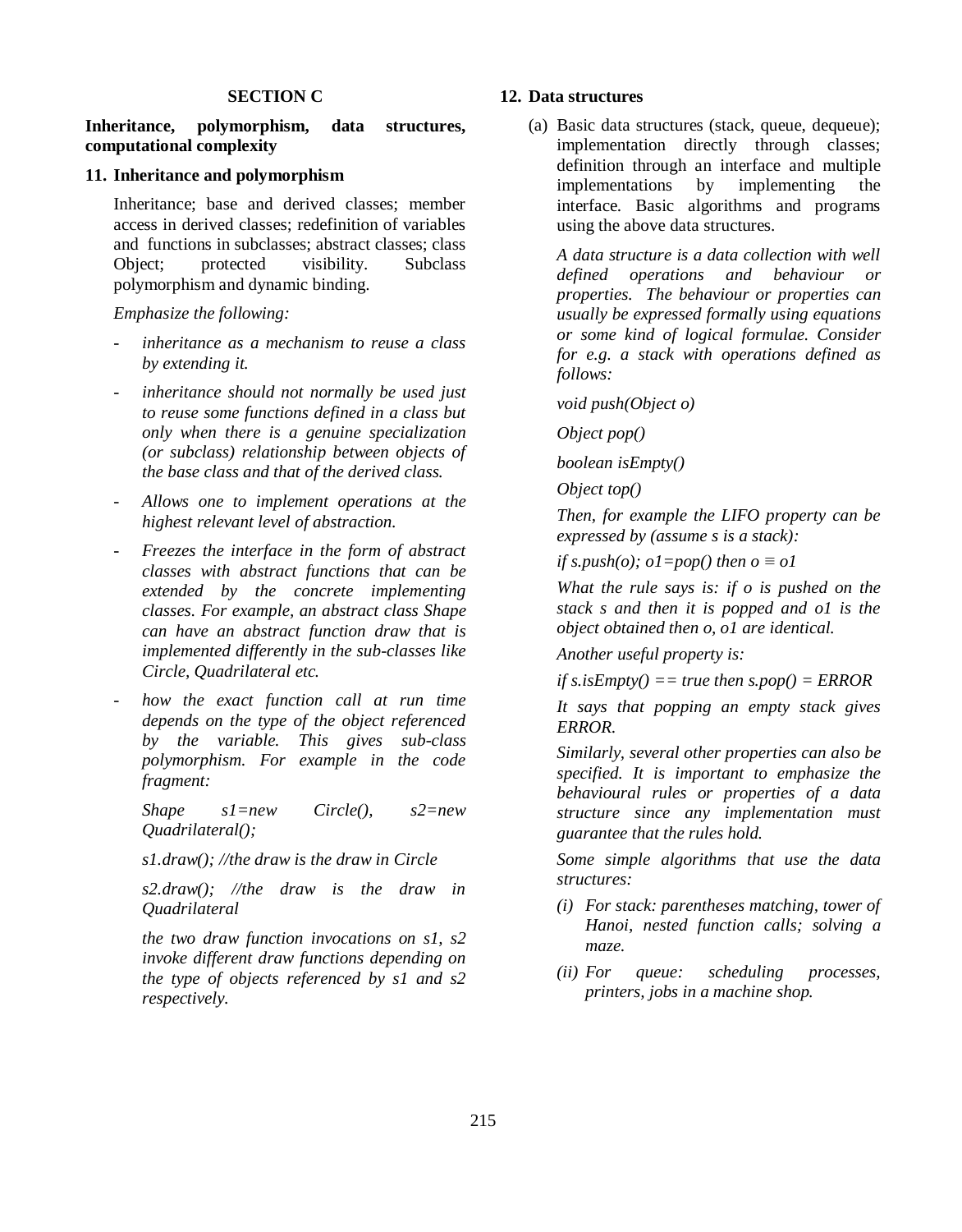## SECTION C

**Inheritance, polymorphism, data structures, computational complexity**

### 11. Inheritance and polymorphism

Inheritance; base and derived classes; member access in derived classes; redefinition of variables and functions in subclasses; abstract classes; class Object; protected visibility. Subclass polymorphism and dynamic binding.

*Emphasize the following:*

- *inheritance as a mechanism to reuse a class by extending it.*
- *inheritance should not normally be used just to reuse some functions defined in a class but only when there is a genuine specialization (or subclass) relationship between objects of the base class and that of the derived class.*
- *Allows one to implement operations at the highest relevant level of abstraction.*
- *Freezes the interface in the form of abstract classes with abstract functions that can be extended by the concrete implementing classes. For example, an abstract class Shape can have an abstract function draw that is implemented differently in the sub-classes like Circle, Quadrilateral etc.*
- *how the exact function call at run time depends on the type of the object referenced by the variable. This gives sub-class polymorphism. For example in the code fragment:*

  *Shape s1=new Circle(), s2=new Quadrilateral();*

  *s1.draw(); //the draw is the draw in Circle*

  *s2.draw(); //the draw is the draw in Quadrilateral*

  *the two draw function invocations on s1, s2 invoke different draw functions depending on the type of objects referenced by s1 and s2 respectively.*

### 12. Data structures

(a) Basic data structures (stack, queue, dequeue); implementation directly through classes; definition through an interface and multiple implementations by implementing the interface. Basic algorithms and programs using the above data structures.

*A data structure is a data collection with well defined operations and behaviour or properties. The behaviour or properties can usually be expressed formally using equations or some kind of logical formulae. Consider for e.g. a stack with operations defined as follows:*

*void push(Object o)*

*Object pop()*

*boolean isEmpty()*

*Object top()*

*Then, for example the LIFO property can be expressed by (assume s is a stack):*

*if s.push(o); o1=pop() then o ≡ o1*

*What the rule says is: if o is pushed on the stack s and then it is popped and o1 is the object obtained then o, o1 are identical.*

*Another useful property is:*

*if s.isEmpty() == true then s.pop() = ERROR*

*It says that popping an empty stack gives ERROR.*

*Similarly, several other properties can also be specified. It is important to emphasize the behavioural rules or properties of a data structure since any implementation must guarantee that the rules hold.*

*Some simple algorithms that use the data structures:*

*(i) For stack: parentheses matching, tower of Hanoi, nested function calls; solving a maze.*

*(ii) For queue: scheduling processes, printers, jobs in a machine shop.*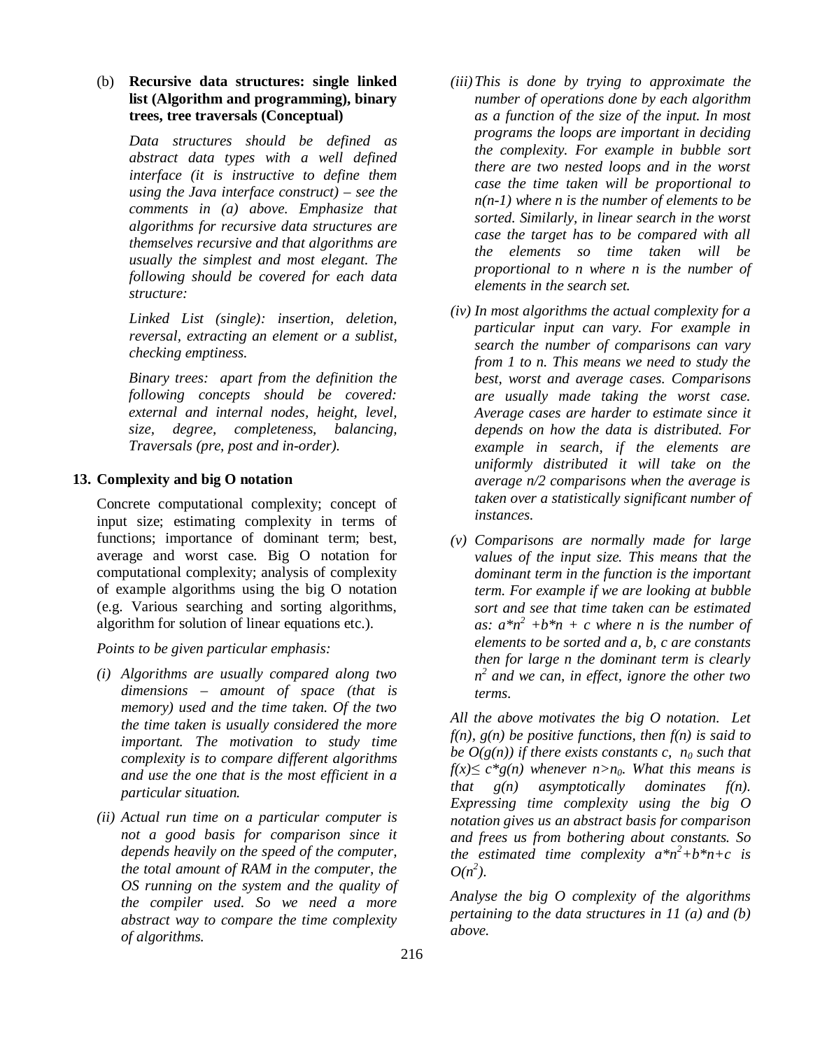(b) **Recursive data structures: single linked list (Algorithm and programming), binary trees, tree traversals (Conceptual)**

*Data structures should be defined as abstract data types with a well defined interface (it is instructive to define them using the Java interface construct) – see the comments in (a) above. Emphasize that algorithms for recursive data structures are themselves recursive and that algorithms are usually the simplest and most elegant. The following should be covered for each data structure:*

*Linked List (single): insertion, deletion, reversal, extracting an element or a sublist, checking emptiness.*

*Binary trees: apart from the definition the following concepts should be covered: external and internal nodes, height, level, size, degree, completeness, balancing, Traversals (pre, post and in-order).*

**13. Complexity and big O notation**

Concrete computational complexity; concept of input size; estimating complexity in terms of functions; importance of dominant term; best, average and worst case. Big O notation for computational complexity; analysis of complexity of example algorithms using the big O notation (e.g. Various searching and sorting algorithms, algorithm for solution of linear equations etc.).

*Points to be given particular emphasis:*

*(i) Algorithms are usually compared along two dimensions – amount of space (that is memory) used and the time taken. Of the two the time taken is usually considered the more important. The motivation to study time complexity is to compare different algorithms and use the one that is the most efficient in a particular situation.*

*(ii) Actual run time on a particular computer is not a good basis for comparison since it depends heavily on the speed of the computer, the total amount of RAM in the computer, the OS running on the system and the quality of the compiler used. So we need a more abstract way to compare the time complexity of algorithms.*

*(iii) This is done by trying to approximate the number of operations done by each algorithm as a function of the size of the input. In most programs the loops are important in deciding the complexity. For example in bubble sort there are two nested loops and in the worst case the time taken will be proportional to $n(n-1)$ where n is the number of elements to be sorted. Similarly, in linear search in the worst case the target has to be compared with all the elements so time taken will be proportional to n where n is the number of elements in the search set.*

*(iv) In most algorithms the actual complexity for a particular input can vary. For example in search the number of comparisons can vary from 1 to n. This means we need to study the best, worst and average cases. Comparisons are usually made taking the worst case. Average cases are harder to estimate since it depends on how the data is distributed. For example in search, if the elements are uniformly distributed it will take on the average n/2 comparisons when the average is taken over a statistically significant number of instances.*

*(v) Comparisons are normally made for large values of the input size. This means that the dominant term in the function is the important term. For example if we are looking at bubble sort and see that time taken can be estimated as: $a*n^2 + b*n + c$ where n is the number of elements to be sorted and a, b, c are constants then for large n the dominant term is clearly $n^2$ and we can, in effect, ignore the other two terms.*

*All the above motivates the big O notation. Let $f(n)$, $g(n)$ be positive functions, then $f(n)$ is said to be $O(g(n))$ if there exists constants c, $n_0$ such that $f(x) \leq c*g(n)$ whenever $n > n_0$. What this means is that $g(n)$ asymptotically dominates $f(n)$. Expressing time complexity using the big O notation gives us an abstract basis for comparison and frees us from bothering about constants. So the estimated time complexity $a*n^2+b*n+c$ is $O(n^2)$.*

*Analyse the big O complexity of the algorithms pertaining to the data structures in 11 (a) and (b) above.*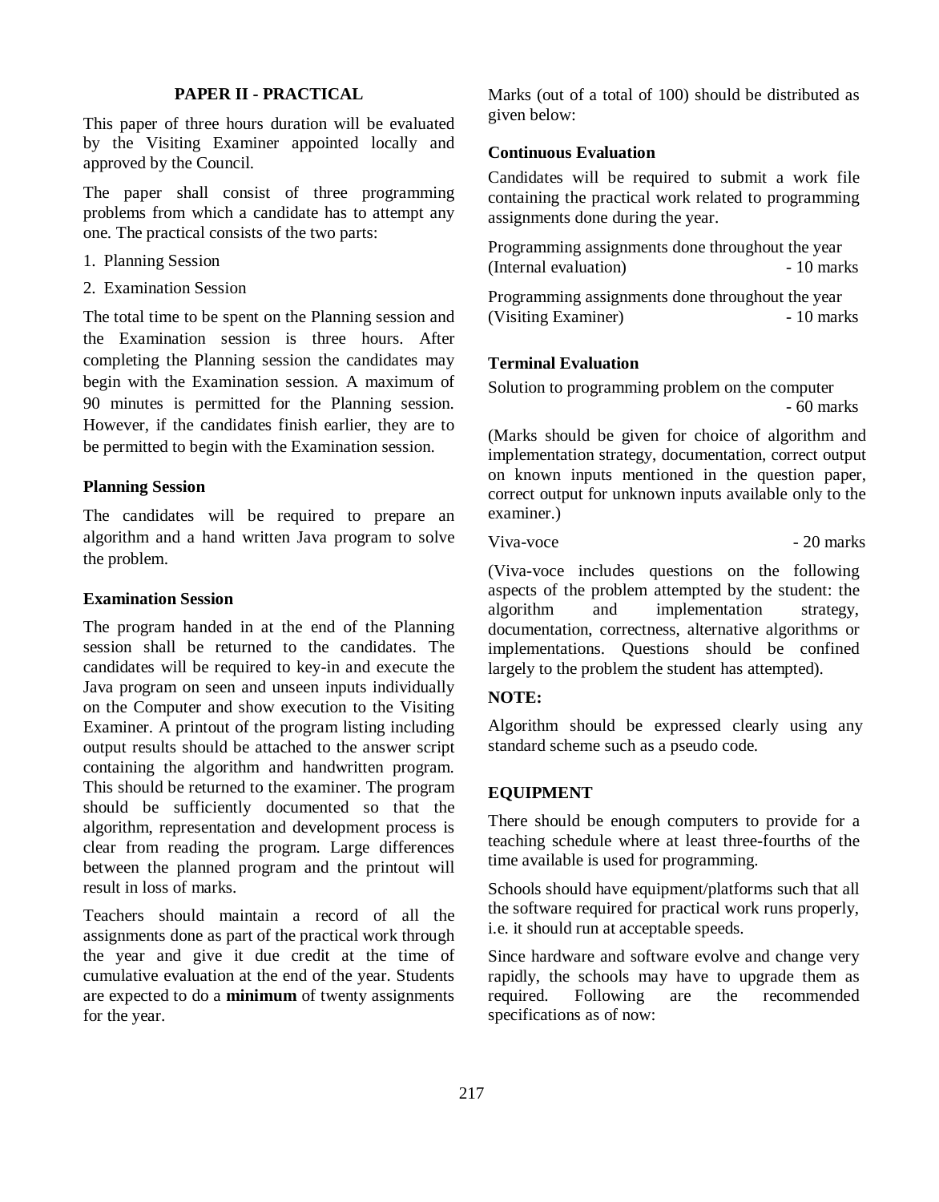## PAPER II - PRACTICAL

This paper of three hours duration will be evaluated by the Visiting Examiner appointed locally and approved by the Council.

The paper shall consist of three programming problems from which a candidate has to attempt any one. The practical consists of the two parts:

1. Planning Session
2. Examination Session

The total time to be spent on the Planning session and the Examination session is three hours. After completing the Planning session the candidates may begin with the Examination session. A maximum of 90 minutes is permitted for the Planning session. However, if the candidates finish earlier, they are to be permitted to begin with the Examination session.

### Planning Session

The candidates will be required to prepare an algorithm and a hand written Java program to solve the problem.

### Examination Session

The program handed in at the end of the Planning session shall be returned to the candidates. The candidates will be required to key-in and execute the Java program on seen and unseen inputs individually on the Computer and show execution to the Visiting Examiner. A printout of the program listing including output results should be attached to the answer script containing the algorithm and handwritten program. This should be returned to the examiner. The program should be sufficiently documented so that the algorithm, representation and development process is clear from reading the program. Large differences between the planned program and the printout will result in loss of marks.

Teachers should maintain a record of all the assignments done as part of the practical work through the year and give it due credit at the time of cumulative evaluation at the end of the year. Students are expected to do a **minimum** of twenty assignments for the year.

Marks (out of a total of 100) should be distributed as given below:

### Continuous Evaluation

Candidates will be required to submit a work file containing the practical work related to programming assignments done during the year.

Programming assignments done throughout the year (Internal evaluation) - 10 marks

Programming assignments done throughout the year (Visiting Examiner) - 10 marks

### Terminal Evaluation

Solution to programming problem on the computer - 60 marks

(Marks should be given for choice of algorithm and implementation strategy, documentation, correct output on known inputs mentioned in the question paper, correct output for unknown inputs available only to the examiner.)

Viva-voce - 20 marks

(Viva-voce includes questions on the following aspects of the problem attempted by the student: the algorithm and implementation strategy, documentation, correctness, alternative algorithms or implementations. Questions should be confined largely to the problem the student has attempted).

**NOTE:**

Algorithm should be expressed clearly using any standard scheme such as a pseudo code.

## EQUIPMENT

There should be enough computers to provide for a teaching schedule where at least three-fourths of the time available is used for programming.

Schools should have equipment/platforms such that all the software required for practical work runs properly, i.e. it should run at acceptable speeds.

Since hardware and software evolve and change very rapidly, the schools may have to upgrade them as required. Following are the recommended specifications as of now: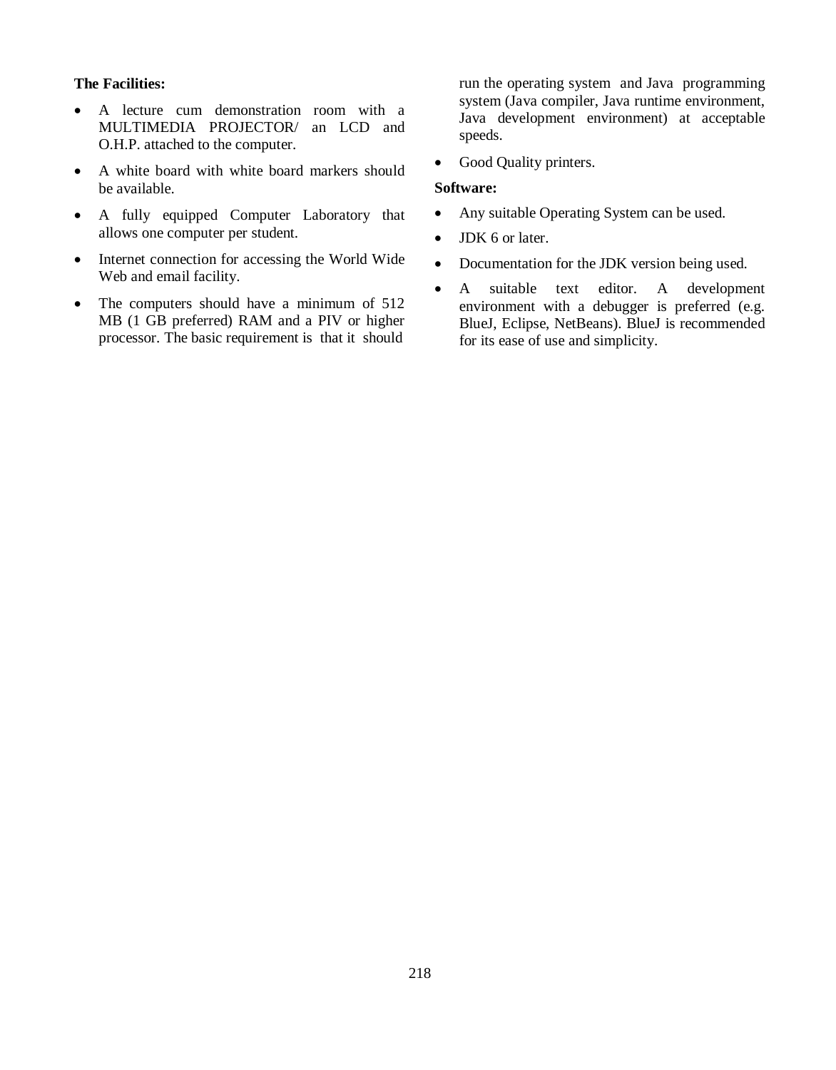**The Facilities:**

- A lecture cum demonstration room with a MULTIMEDIA PROJECTOR/ an LCD and O.H.P. attached to the computer.
- A white board with white board markers should be available.
- A fully equipped Computer Laboratory that allows one computer per student.
- Internet connection for accessing the World Wide Web and email facility.
- The computers should have a minimum of 512 MB (1 GB preferred) RAM and a PIV or higher processor. The basic requirement is that it should run the operating system and Java programming system (Java compiler, Java runtime environment, Java development environment) at acceptable speeds.
- Good Quality printers.

**Software:**

- Any suitable Operating System can be used.
- JDK 6 or later.
- Documentation for the JDK version being used.
- A suitable text editor. A development environment with a debugger is preferred (e.g. BlueJ, Eclipse, NetBeans). BlueJ is recommended for its ease of use and simplicity.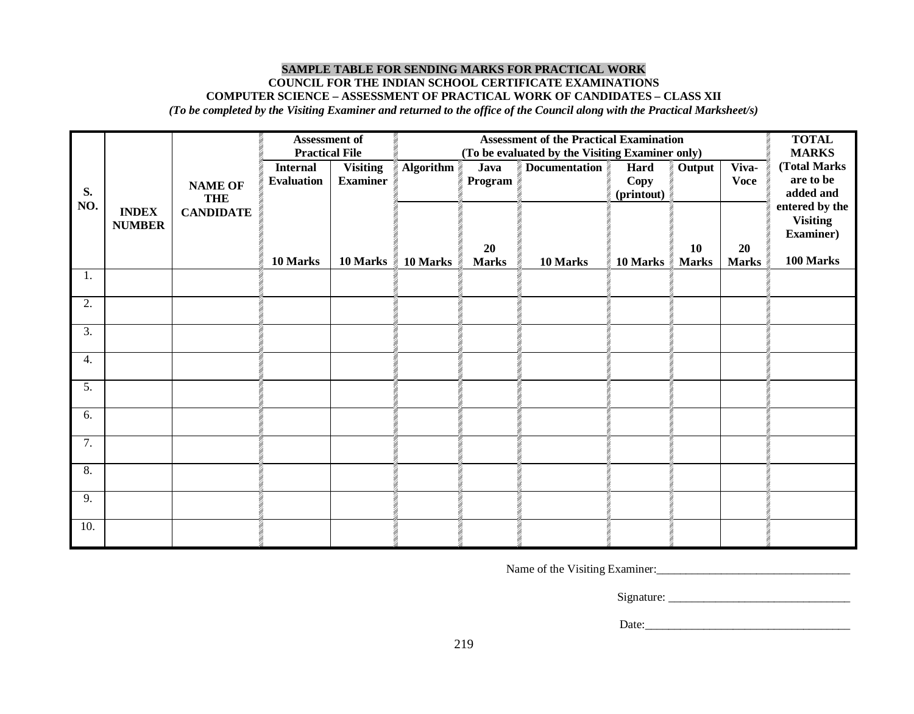**SAMPLE TABLE FOR SENDING MARKS FOR PRACTICAL WORK**

**COUNCIL FOR THE INDIAN SCHOOL CERTIFICATE EXAMINATIONS**

**COMPUTER SCIENCE – ASSESSMENT OF PRACTICAL WORK OF CANDIDATES – CLASS XII**

***(To be completed by the Visiting Examiner and returned to the office of the Council along with the Practical Marksheet/s)***

| S. NO. | INDEX NUMBER | NAME OF THE CANDIDATE | Assessment of Practical File | | Assessment of the Practical Examination (To be evaluated by the Visiting Examiner only) | | | | | | TOTAL MARKS (Total Marks are to be added and entered by the Visiting Examiner) |
|---|---|---|---|---|---|---|---|---|---|---|---|
| | | | Internal Evaluation | Visiting Examiner | Algorithm | Java Program | Documentation | Hard Copy (printout) | Output | Viva-Voce | |
| | | | 10 Marks | 10 Marks | 10 Marks | 20 Marks | 10 Marks | 10 Marks | 10 Marks | 20 Marks | 100 Marks |
| 1. | | | | | | | | | | | |
| 2. | | | | | | | | | | | |
| 3. | | | | | | | | | | | |
| 4. | | | | | | | | | | | |
| 5. | | | | | | | | | | | |
| 6. | | | | | | | | | | | |
| 7. | | | | | | | | | | | |
| 8. | | | | | | | | | | | |
| 9. | | | | | | | | | | | |
| 10. | | | | | | | | | | | |

Name of the Visiting Examiner:_________________________________

Signature: _______________________________

Date:___________________________________